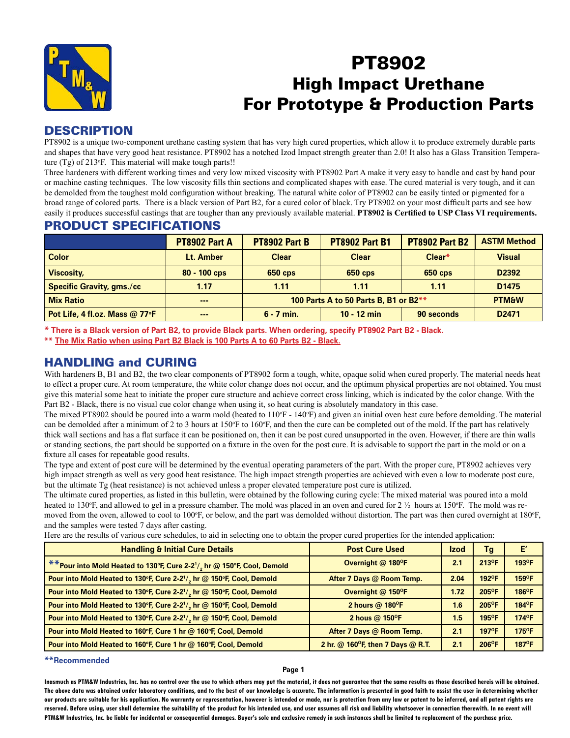# PT8902

## High Impact Urethane For Prototype & Production Parts

## DESCRIPTION

PT8902 is a unique two-component urethane casting system that has very high cured properties, which allow it to produce extremely durable parts and shapes that have very good heat resistance. PT8902 has a notched Izod Impact strength greater than 2.0! It also has a Glass Transition Temperature (Tg) of 213ºF. This material will make tough parts!!

Three hardeners with different working times and very low mixed viscosity with PT8902 Part A make it very easy to handle and cast by hand pour or machine casting techniques. The low viscosity fills thin sections and complicated shapes with ease. The cured material is very tough, and it can be demolded from the toughest mold configuration without breaking. The natural white color of PT8902 can be easily tinted or pigmented for a broad range of colored parts. There is a black version of Part B2, for a cured color of black. Try PT8902 on your most difficult parts and see how easily it produces successful castings that are tougher than any previously available material. **PT8902 is Certified to USP Class VI requirements.**

## PRODUCT SPECIFICATIONS

| | PT8902 Part A | PT8902 Part B | PT8902 Part B1 | PT8902 Part B2 | ASTM Method |
|---|---|---|---|---|---|
| Color | Lt. Amber | Clear | Clear | Clear* | Visual |
| Viscosity, | 80 - 100 cps | 650 cps | 650 cps | 650 cps | D2392 |
| Specific Gravity, gms./cc | 1.17 | 1.11 | 1.11 | 1.11 | D1475 |
| Mix Ratio | --- | 100 Parts A to 50 Parts B, B1 or B2** | | | PTM&W |
| Pot Life, 4 fl.oz. Mass @ 77ºF | --- | 6 - 7 min. | 10 - 12 min | 90 seconds | D2471 |

\* There is a Black version of Part B2, to provide Black parts. When ordering, specify PT8902 Part B2 - Black.

\** The Mix Ratio when using Part B2 Black is 100 Parts A to 60 Parts B2 - Black.

## HANDLING and CURING

With hardeners B, B1 and B2, the two clear components of PT8902 form a tough, white, opaque solid when cured properly. The material needs heat to effect a proper cure. At room temperature, the white color change does not occur, and the optimum physical properties are not obtained. You must give this material some heat to initiate the proper cure structure and achieve correct cross linking, which is indicated by the color change. With the Part B2 - Black, there is no visual cue color change when using it, so heat curing is absolutely mandatory in this case.

The mixed PT8902 should be poured into a warm mold (heated to 110ºF - 140ºF) and given an initial oven heat cure before demolding. The material can be demolded after a minimum of 2 to 3 hours at 150ºF to 160ºF, and then the cure can be completed out of the mold. If the part has relatively thick wall sections and has a flat surface it can be positioned on, then it can be post cured unsupported in the oven. However, if there are thin walls or standing sections, the part should be supported on a fixture in the oven for the post cure. It is advisable to support the part in the mold or on a fixture all cases for repeatable good results.

The type and extent of post cure will be determined by the eventual operating parameters of the part. With the proper cure, PT8902 achieves very high impact strength as well as very good heat resistance. The high impact strength properties are achieved with even a low to moderate post cure, but the ultimate Tg (heat resistance) is not achieved unless a proper elevated temperature post cure is utilized.

The ultimate cured properties, as listed in this bulletin, were obtained by the following curing cycle: The mixed material was poured into a mold heated to 130ºF, and allowed to gel in a pressure chamber. The mold was placed in an oven and cured for 2 ½ hours at 150ºF. The mold was removed from the oven, allowed to cool to 100ºF, or below, and the part was demolded without distortion. The part was then cured overnight at 180ºF, and the samples were tested 7 days after casting.

Here are the results of various cure schedules, to aid in selecting one to obtain the proper cured properties for the intended application:

| Handling & Initial Cure Details | Post Cure Used | Izod | Tg | E' |
|---|---|---|---|---|
| **Pour into Mold Heated to 130ºF, Cure 2-2½ hr @ 150ºF, Cool, Demold | Overnight @ 180ºF | 2.1 | 213ºF | 193ºF |
| Pour into Mold Heated to 130ºF, Cure 2-2½ hr @ 150ºF, Cool, Demold | After 7 Days @ Room Temp. | 2.04 | 192ºF | 159ºF |
| Pour into Mold Heated to 130ºF, Cure 2-2½ hr @ 150ºF, Cool, Demold | Overnight @ 150ºF | 1.72 | 205ºF | 186ºF |
| Pour into Mold Heated to 130ºF, Cure 2-2½ hr @ 150ºF, Cool, Demold | 2 hours @ 180ºF | 1.6 | 205ºF | 184ºF |
| Pour into Mold Heated to 130ºF, Cure 2-2½ hr @ 150ºF, Cool, Demold | 2 hous @ 150ºF | 1.5 | 195ºF | 174ºF |
| Pour into Mold Heated to 160ºF, Cure 1 hr @ 160ºF, Cool, Demold | After 7 Days @ Room Temp. | 2.1 | 197ºF | 175ºF |
| Pour into Mold Heated to 160ºF, Cure 1 hr @ 160ºF, Cool, Demold | 2 hr. @ 160ºF, then 7 Days @ R.T. | 2.1 | 206ºF | 187ºF |

\**Recommended

Inasmuch as PTM&W Industries, Inc. has no control over the use to which others may put the material, it does not guarantee that the same results as those described hereis will be obtained. The above data was obtained under laboratory conditions, and to the best of our knowledge is accurate. The information is presented in good faith to assist the user in determining whether our products are suitable for his application. No warranty or representation, however is intended or made, nor is protection from any law or patent to be inferred, and all patent rights are reserved. Before using, user shall determine the suitability of the product for his intended use, and user assumes all risk and liability whatsoever in connection therewith. In no event will PTM&W Industries, Inc. be liable for incidental or consequential damages. Buyer's sole and exclusive remedy in such instances shall be limited to replacement of the purchase price.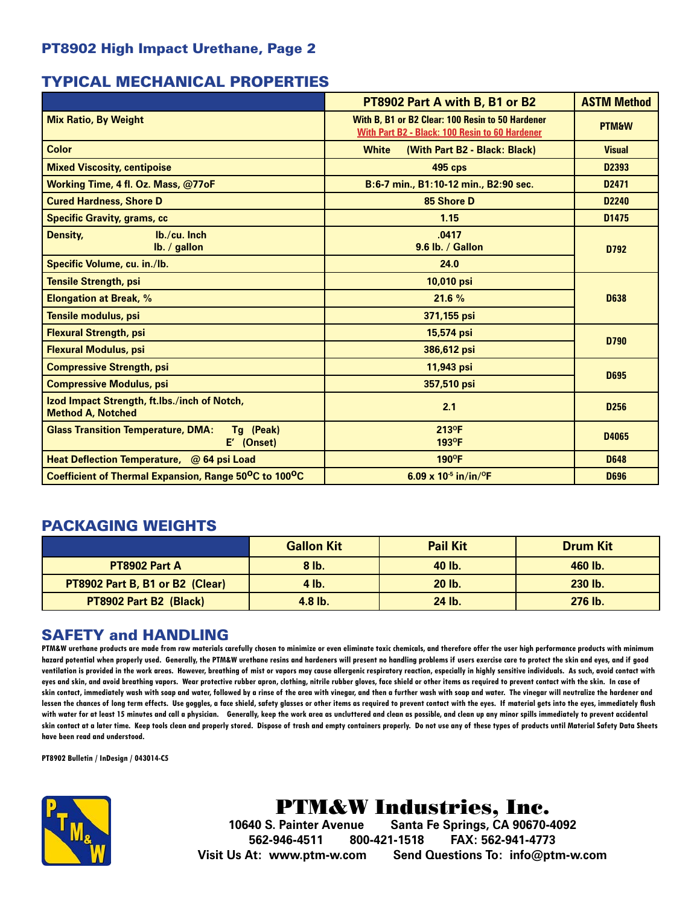## PT8902 High Impact Urethane, Page 2

## TYPICAL MECHANICAL PROPERTIES

| | PT8902 Part A with B, B1 or B2 | ASTM Method |
|---|---|---|
| **Mix Ratio, By Weight** | With B, B1 or B2 Clear: 100 Resin to 50 Hardener<br>With Part B2 - Black: 100 Resin to 60 Hardener | PTM&W |
| **Color** | White (With Part B2 - Black: Black) | Visual |
| **Mixed Viscosity, centipoise** | 495 cps | D2393 |
| **Working Time, 4 fl. Oz. Mass, @77oF** | B:6-7 min., B1:10-12 min., B2:90 sec. | D2471 |
| **Cured Hardness, Shore D** | 85 Shore D | D2240 |
| **Specific Gravity, grams, cc** | 1.15 | D1475 |
| **Density, lb./cu. Inch<br>lb. / gallon** | .0417<br>9.6 lb. / Gallon | D792 |
| **Specific Volume, cu. in./lb.** | 24.0 | |
| **Tensile Strength, psi** | 10,010 psi | D638 |
| **Elongation at Break, %** | 21.6 % | |
| **Tensile modulus, psi** | 371,155 psi | |
| **Flexural Strength, psi** | 15,574 psi | D790 |
| **Flexural Modulus, psi** | 386,612 psi | |
| **Compressive Strength, psi** | 11,943 psi | D695 |
| **Compressive Modulus, psi** | 357,510 psi | |
| **Izod Impact Strength, ft.lbs./inch of Notch, Method A, Notched** | 2.1 | D256 |
| **Glass Transition Temperature, DMA: Tg (Peak)<br>E' (Onset)** | 213°F<br>193°F | D4065 |
| **Heat Deflection Temperature, @ 64 psi Load** | 190°F | D648 |
| **Coefficient of Thermal Expansion, Range 50°C to 100°C** | $6.09 \times 10^{-5}$ in/in/°F | D696 |

## PACKAGING WEIGHTS

| | Gallon Kit | Pail Kit | Drum Kit |
|---|---|---|---|
| PT8902 Part A | 8 lb. | 40 lb. | 460 lb. |
| PT8902 Part B, B1 or B2 (Clear) | 4 lb. | 20 lb. | 230 lb. |
| PT8902 Part B2 (Black) | 4.8 lb. | 24 lb. | 276 lb. |

## SAFETY and HANDLING

PTM&W urethane products are made from raw materials carefully chosen to minimize or even eliminate toxic chemicals, and therefore offer the user high performance products with minimum hazard potential when properly used. Generally, the PTM&W urethane resins and hardeners will present no handling problems if users exercise care to protect the skin and eyes, and if good ventilation is provided in the work areas. However, breathing of mist or vapors may cause allergenic respiratory reaction, especially in highly sensitive individuals. As such, avoid contact with eyes and skin, and avoid breathing vapors. Wear protective rubber apron, clothing, nitrile rubber gloves, face shield or other items as required to prevent contact with the skin. In case of skin contact, immediately wash with soap and water, followed by a rinse of the area with vinegar, and then a further wash with soap and water. The vinegar will neutralize the hardener and lessen the chances of long term effects. Use goggles, a face shield, safety glasses or other items as required to prevent contact with the eyes. If material gets into the eyes, immediately flush with water for at least 15 minutes and call a physician. Generally, keep the work area as uncluttered and clean as possible, and clean up any minor spills immediately to prevent accidental skin contact at a later time. Keep tools clean and properly stored. Dispose of trash and empty containers properly. Do not use any of these types of products until Material Safety Data Sheets have been read and understood.

PT8902 Bulletin / InDesign / 043014-CS

# PTM&W Industries, Inc.

10640 S. Painter Avenue Santa Fe Springs, CA 90670-4092
562-946-4511 800-421-1518 FAX: 562-941-4773
Visit Us At: www.ptm-w.com Send Questions To: info@ptm-w.com